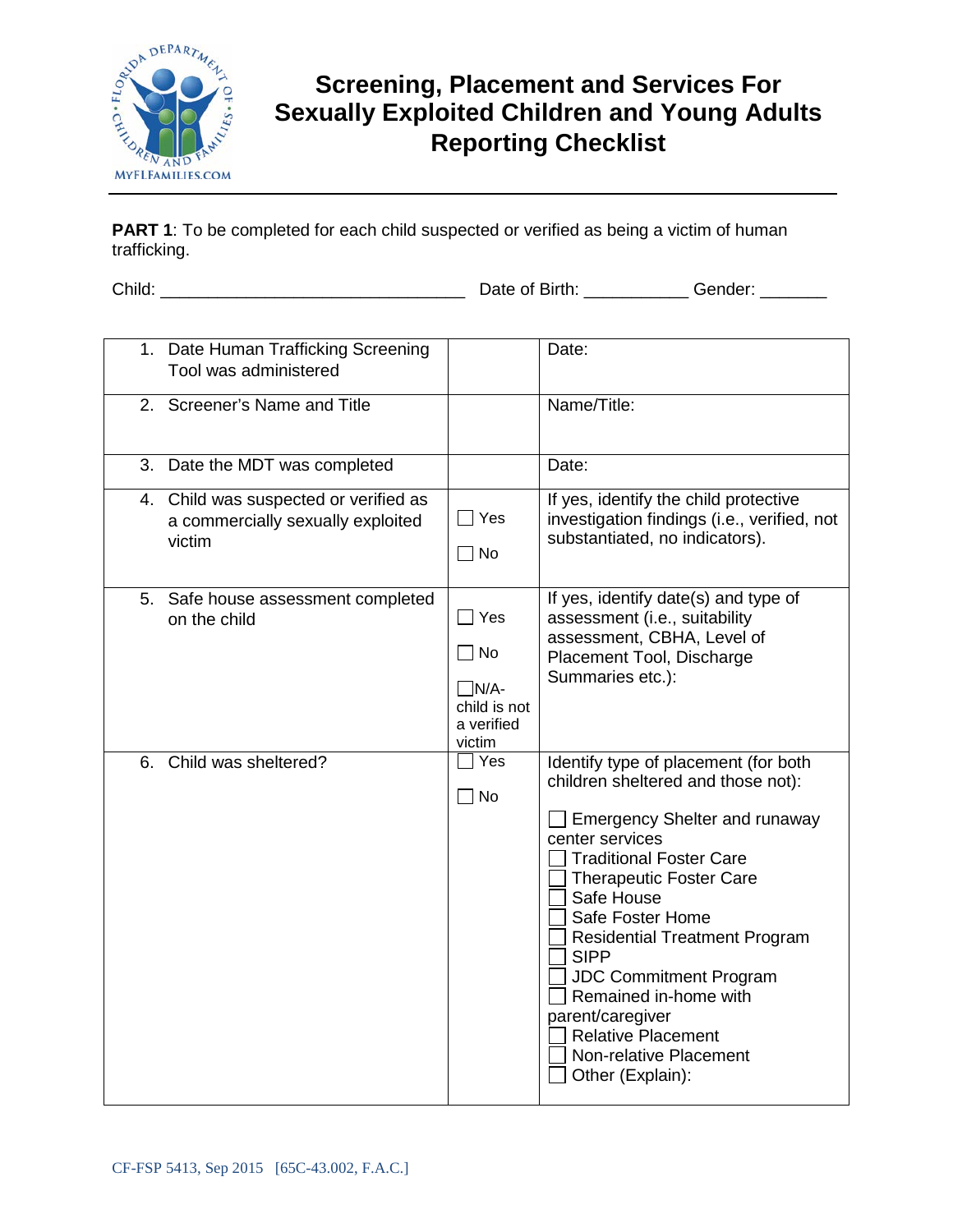# Screening, Placement and Services For Sexually Exploited Children and Young Adults Reporting Checklist

**PART 1**: To be completed for each child suspected or verified as being a victim of human trafficking.

Child: ________________________________ Date of Birth: ___________ Gender: _______

| | | |
|---|---|---|
| 1. Date Human Trafficking Screening Tool was administered | | Date: |
| 2. Screener's Name and Title | | Name/Title: |
| 3. Date the MDT was completed | | Date: |
| 4. Child was suspected or verified as a commercially sexually exploited victim | ☐ Yes<br>☐ No | If yes, identify the child protective investigation findings (i.e., verified, not substantiated, no indicators). |
| 5. Safe house assessment completed on the child | ☐ Yes<br>☐ No<br>☐ N/A- child is not a verified victim | If yes, identify date(s) and type of assessment (i.e., suitability assessment, CBHA, Level of Placement Tool, Discharge Summaries etc.): |
| 6. Child was sheltered? | ☐ Yes<br>☐ No | Identify type of placement (for both children sheltered and those not):<br>☐ Emergency Shelter and runaway center services<br>☐ Traditional Foster Care<br>☐ Therapeutic Foster Care<br>☐ Safe House<br>☐ Safe Foster Home<br>☐ Residential Treatment Program<br>☐ SIPP<br>☐ JDC Commitment Program<br>☐ Remained in-home with parent/caregiver<br>☐ Relative Placement<br>☐ Non-relative Placement<br>☐ Other (Explain): |

CF-FSP 5413, Sep 2015 [65C-43.002, F.A.C.]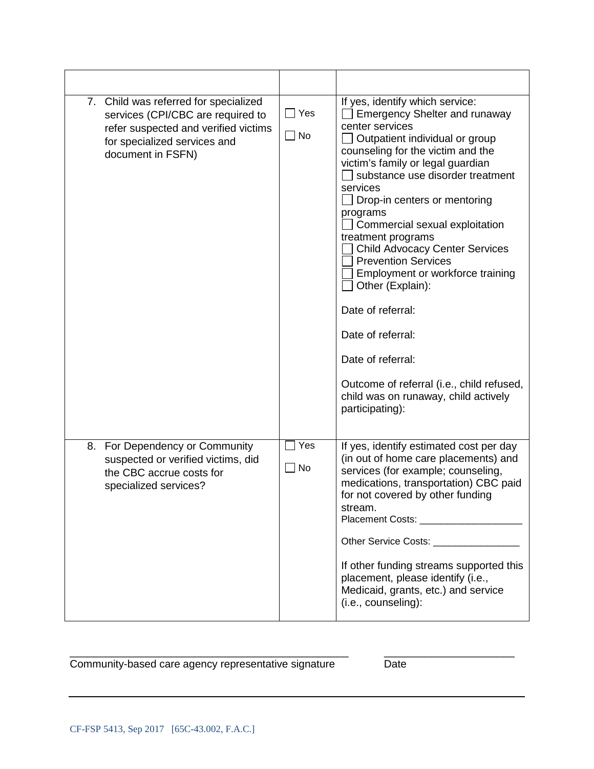| | | |
|---|---|---|
| 7. Child was referred for specialized services (CPI/CBC are required to refer suspected and verified victims for specialized services and document in FSFN) | ☐ Yes<br><br>☐ No | If yes, identify which service:<br>☐ Emergency Shelter and runaway center services<br>☐ Outpatient individual or group counseling for the victim and the victim's family or legal guardian<br>☐ substance use disorder treatment services<br>☐ Drop-in centers or mentoring programs<br>☐ Commercial sexual exploitation treatment programs<br>☐ Child Advocacy Center Services<br>☐ Prevention Services<br>☐ Employment or workforce training<br>☐ Other (Explain):<br><br>Date of referral:<br><br>Date of referral:<br><br>Date of referral:<br><br>Outcome of referral (i.e., child refused, child was on runaway, child actively participating): |
| 8. For Dependency or Community suspected or verified victims, did the CBC accrue costs for specialized services? | ☐ Yes<br><br>☐ No | If yes, identify estimated cost per day (in out of home care placements) and services (for example; counseling, medications, transportation) CBC paid for not covered by other funding stream.<br>Placement Costs: ___________________<br><br>Other Service Costs: ________________<br><br>If other funding streams supported this placement, please identify (i.e., Medicaid, grants, etc.) and service (i.e., counseling): |

_____________________________________________ ______________________

Community-based care agency representative signature Date

CF-FSP 5413, Sep 2017 [65C-43.002, F.A.C.]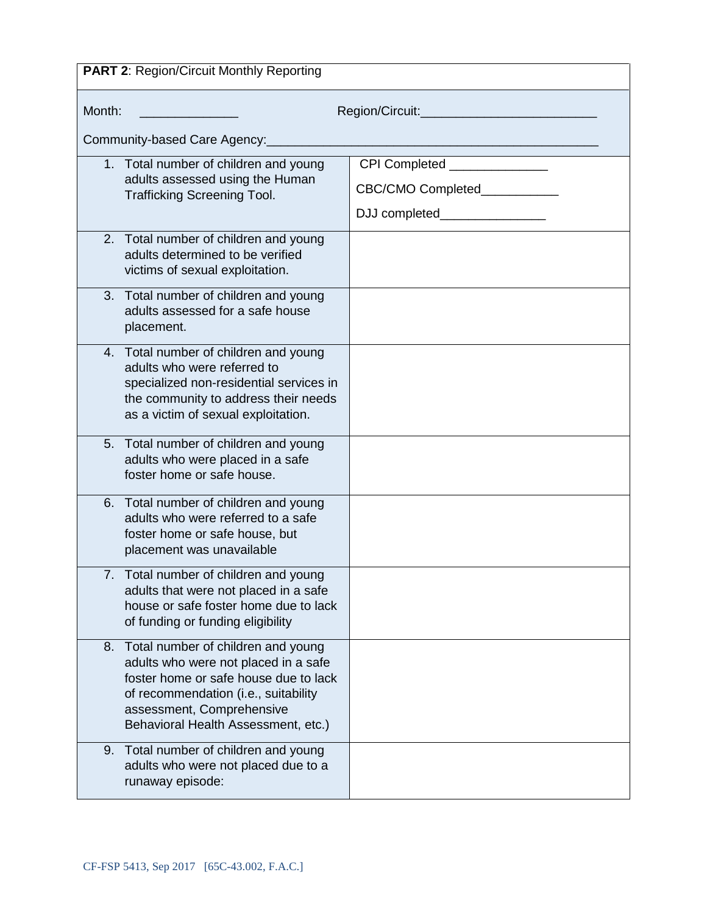**PART 2**: Region/Circuit Monthly Reporting

Month: ______________ Region/Circuit:_________________________

Community-based Care Agency:_______________________________________________

| | |
|---|---|
| 1. Total number of children and young adults assessed using the Human Trafficking Screening Tool. | CPI Completed ______________<br>CBC/CMO Completed___________<br>DJJ completed_______________ |
| 2. Total number of children and young adults determined to be verified victims of sexual exploitation. | |
| 3. Total number of children and young adults assessed for a safe house placement. | |
| 4. Total number of children and young adults who were referred to specialized non-residential services in the community to address their needs as a victim of sexual exploitation. | |
| 5. Total number of children and young adults who were placed in a safe foster home or safe house. | |
| 6. Total number of children and young adults who were referred to a safe foster home or safe house, but placement was unavailable | |
| 7. Total number of children and young adults that were not placed in a safe house or safe foster home due to lack of funding or funding eligibility | |
| 8. Total number of children and young adults who were not placed in a safe foster home or safe house due to lack of recommendation (i.e., suitability assessment, Comprehensive Behavioral Health Assessment, etc.) | |
| 9. Total number of children and young adults who were not placed due to a runaway episode: | |

CF-FSP 5413, Sep 2017 [65C-43.002, F.A.C.]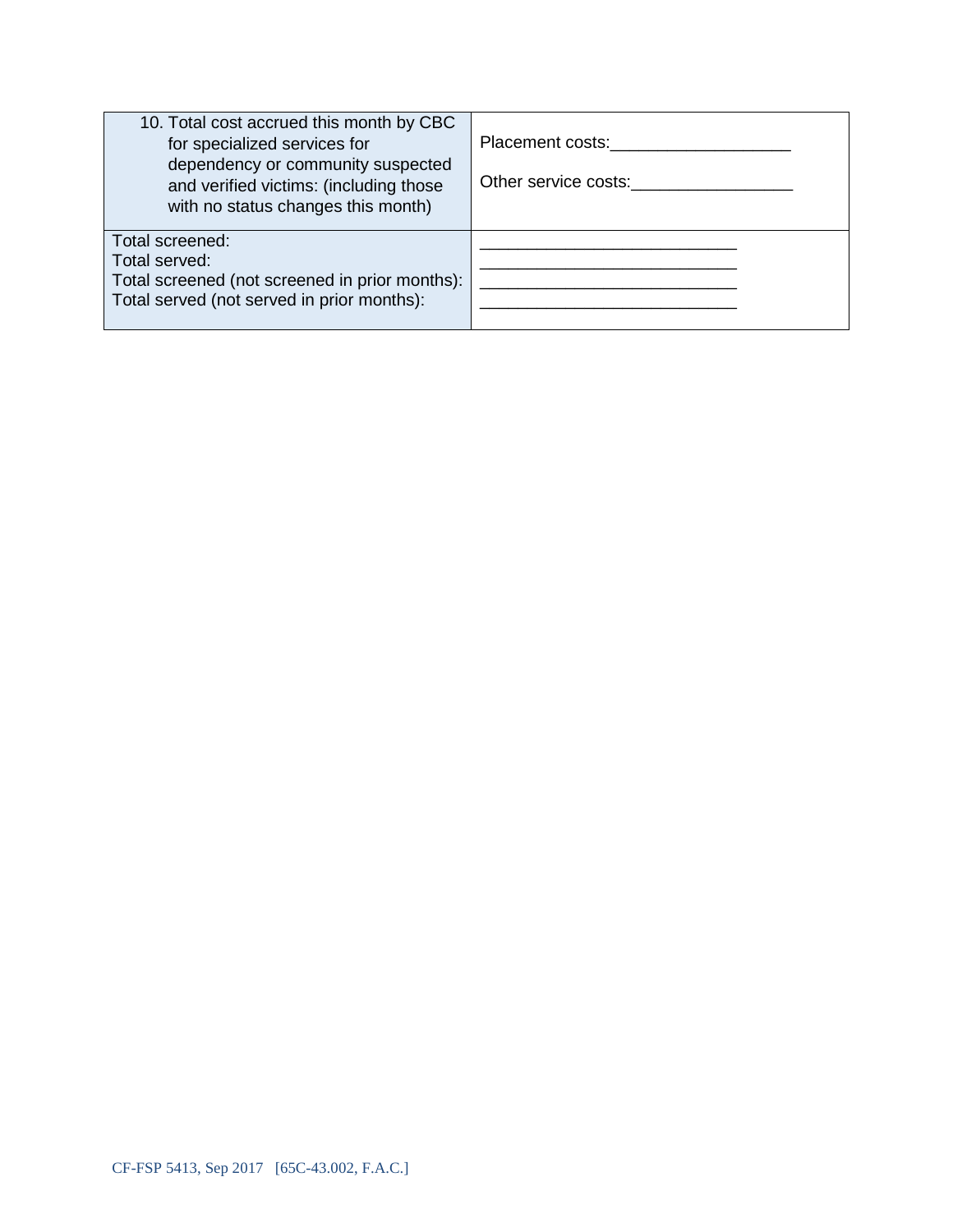| | |
|---|---|
| 10. Total cost accrued this month by CBC for specialized services for dependency or community suspected and verified victims: (including those with no status changes this month) | Placement costs:___________________<br><br>Other service costs:_________________ |
| Total screened:<br>Total served:<br>Total screened (not screened in prior months):<br>Total served (not served in prior months): | ___________________________<br>___________________________<br>___________________________<br>___________________________ |

CF-FSP 5413, Sep 2017 [65C-43.002, F.A.C.]